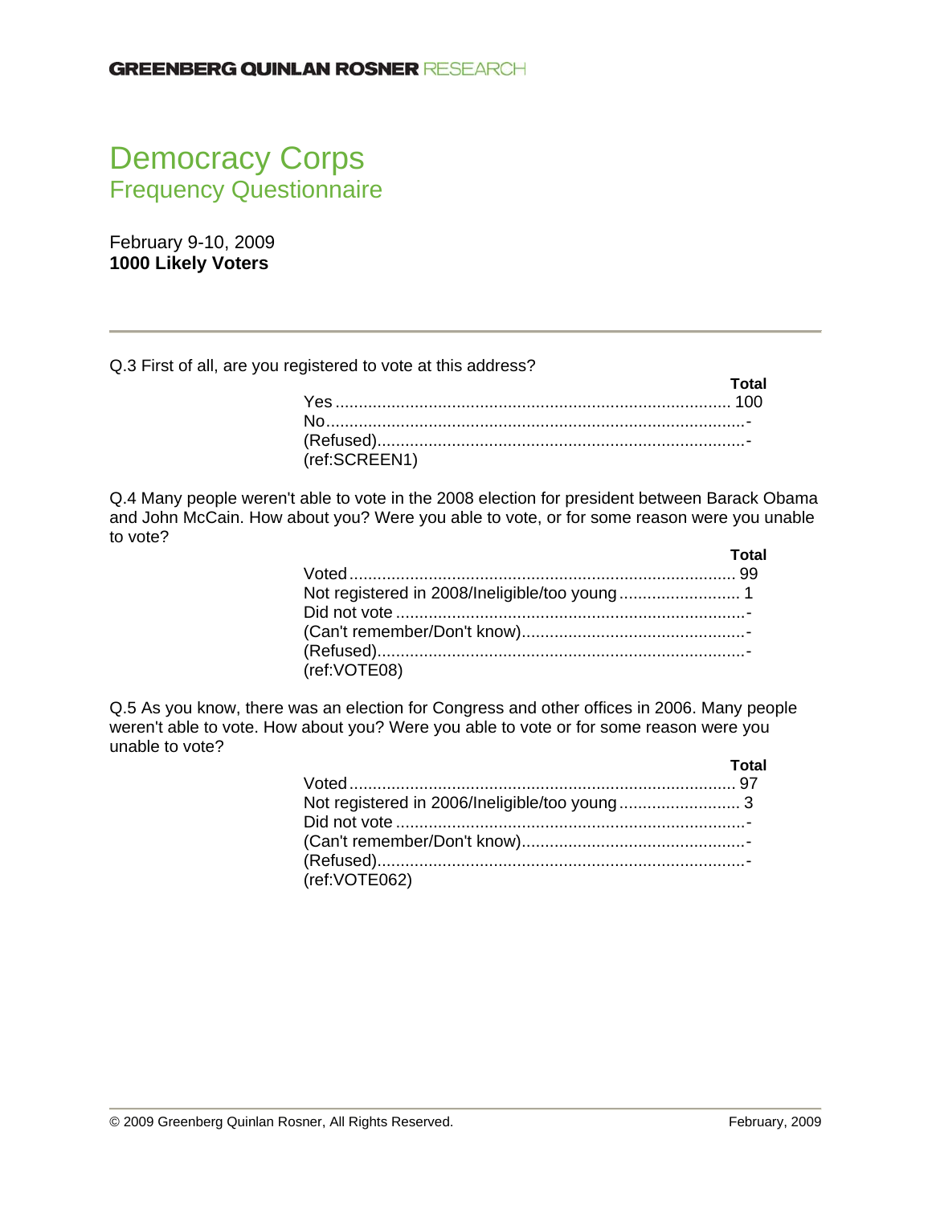**GREENBERG QUINLAN ROSNER** RESEARCH

# Democracy Corps
## Frequency Questionnaire

February 9-10, 2009
**1000 Likely Voters**

---

Q.3 First of all, are you registered to vote at this address?

| | Total |
|---|---|
| Yes | 100 |
| No | - |
| (Refused) | - |
| (ref:SCREEN1) | |

Q.4 Many people weren't able to vote in the 2008 election for president between Barack Obama and John McCain. How about you? Were you able to vote, or for some reason were you unable to vote?

| | Total |
|---|---|
| Voted | 99 |
| Not registered in 2008/Ineligible/too young | 1 |
| Did not vote | - |
| (Can't remember/Don't know) | - |
| (Refused) | - |
| (ref:VOTE08) | |

Q.5 As you know, there was an election for Congress and other offices in 2006. Many people weren't able to vote. How about you? Were you able to vote or for some reason were you unable to vote?

| | Total |
|---|---|
| Voted | 97 |
| Not registered in 2006/Ineligible/too young | 3 |
| Did not vote | - |
| (Can't remember/Don't know) | - |
| (Refused) | - |
| (ref:VOTE062) | |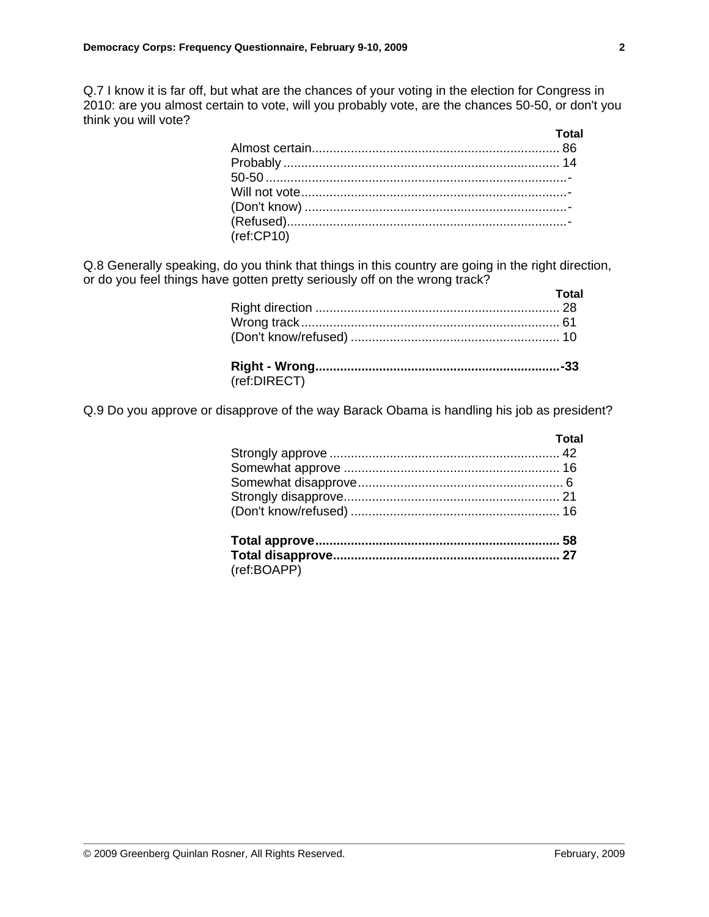Q.7 I know it is far off, but what are the chances of your voting in the election for Congress in 2010: are you almost certain to vote, will you probably vote, are the chances 50-50, or don't you think you will vote?

| | Total |
|---|---|
| Almost certain | 86 |
| Probably | 14 |
| 50-50 | - |
| Will not vote | - |
| (Don't know) | - |
| (Refused) | - |

(ref:CP10)

Q.8 Generally speaking, do you think that things in this country are going in the right direction, or do you feel things have gotten pretty seriously off on the wrong track?

| | Total |
|---|---|
| Right direction | 28 |
| Wrong track | 61 |
| (Don't know/refused) | 10 |
| | |
| **Right - Wrong** | **-33** |

(ref:DIRECT)

Q.9 Do you approve or disapprove of the way Barack Obama is handling his job as president?

| | Total |
|---|---|
| Strongly approve | 42 |
| Somewhat approve | 16 |
| Somewhat disapprove | 6 |
| Strongly disapprove | 21 |
| (Don't know/refused) | 16 |
| | |
| **Total approve** | **58** |
| **Total disapprove** | **27** |

(ref:BOAPP)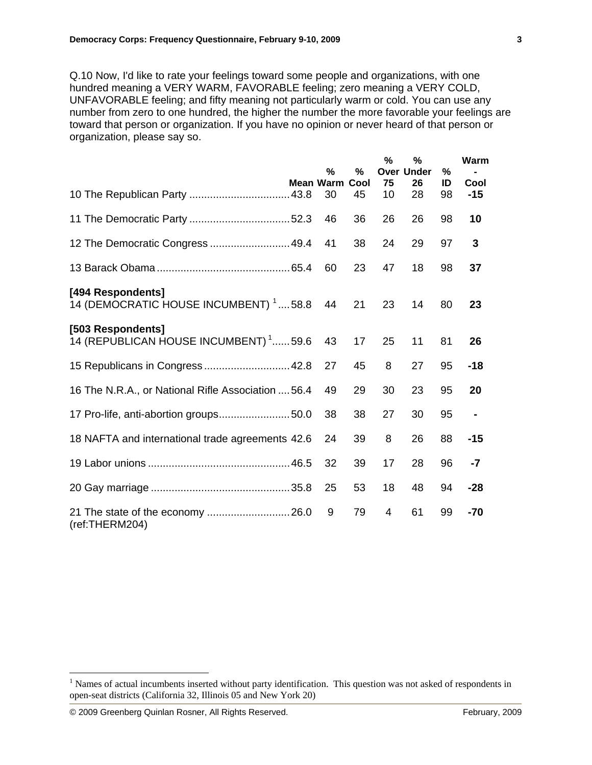Q.10 Now, I'd like to rate your feelings toward some people and organizations, with one hundred meaning a VERY WARM, FAVORABLE feeling; zero meaning a VERY COLD, UNFAVORABLE feeling; and fifty meaning not particularly warm or cold. You can use any number from zero to one hundred, the higher the number the more favorable your feelings are toward that person or organization. If you have no opinion or never heard of that person or organization, please say so.

| | Mean | % Warm | % Cool | % Over 75 | % Under 26 | % ID | Warm - Cool |
|---|---|---|---|---|---|---|---|
| 10 The Republican Party | 43.8 | 30 | 45 | 10 | 28 | 98 | **-15** |
| 11 The Democratic Party | 52.3 | 46 | 36 | 26 | 26 | 98 | **10** |
| 12 The Democratic Congress | 49.4 | 41 | 38 | 24 | 29 | 97 | **3** |
| 13 Barack Obama | 65.4 | 60 | 23 | 47 | 18 | 98 | **37** |
| **[494 Respondents]** 14 (DEMOCRATIC HOUSE INCUMBENT) [1] | 58.8 | 44 | 21 | 23 | 14 | 80 | **23** |
| **[503 Respondents]** 14 (REPUBLICAN HOUSE INCUMBENT) [1] | 59.6 | 43 | 17 | 25 | 11 | 81 | **26** |
| 15 Republicans in Congress | 42.8 | 27 | 45 | 8 | 27 | 95 | **-18** |
| 16 The N.R.A., or National Rifle Association | 56.4 | 49 | 29 | 30 | 23 | 95 | **20** |
| 17 Pro-life, anti-abortion groups | 50.0 | 38 | 38 | 27 | 30 | 95 | **-** |
| 18 NAFTA and international trade agreements | 42.6 | 24 | 39 | 8 | 26 | 88 | **-15** |
| 19 Labor unions | 46.5 | 32 | 39 | 17 | 28 | 96 | **-7** |
| 20 Gay marriage | 35.8 | 25 | 53 | 18 | 48 | 94 | **-28** |
| 21 The state of the economy | 26.0 | 9 | 79 | 4 | 61 | 99 | **-70** |

(ref:THERM204)

[1] Names of actual incumbents inserted without party identification. This question was not asked of respondents in open-seat districts (California 32, Illinois 05 and New York 20)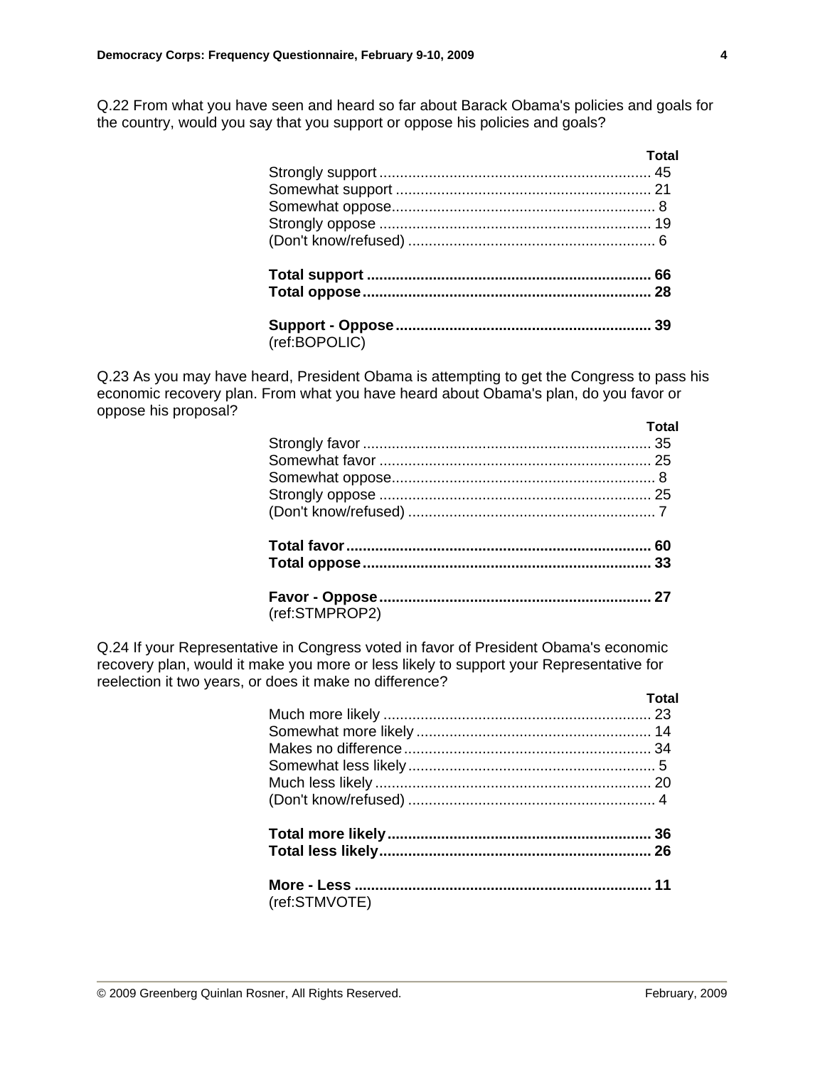Q.22 From what you have seen and heard so far about Barack Obama's policies and goals for the country, would you say that you support or oppose his policies and goals?

| | Total |
|---|---|
| Strongly support | 45 |
| Somewhat support | 21 |
| Somewhat oppose | 8 |
| Strongly oppose | 19 |
| (Don't know/refused) | 6 |
| | |
| **Total support** | **66** |
| **Total oppose** | **28** |
| | |
| **Support - Oppose** | **39** |

(ref:BOPOLIC)

Q.23 As you may have heard, President Obama is attempting to get the Congress to pass his economic recovery plan. From what you have heard about Obama's plan, do you favor or oppose his proposal?

| | Total |
|---|---|
| Strongly favor | 35 |
| Somewhat favor | 25 |
| Somewhat oppose | 8 |
| Strongly oppose | 25 |
| (Don't know/refused) | 7 |
| | |
| **Total favor** | **60** |
| **Total oppose** | **33** |
| | |
| **Favor - Oppose** | **27** |

(ref:STMPROP2)

Q.24 If your Representative in Congress voted in favor of President Obama's economic recovery plan, would it make you more or less likely to support your Representative for reelection it two years, or does it make no difference?

| | Total |
|---|---|
| Much more likely | 23 |
| Somewhat more likely | 14 |
| Makes no difference | 34 |
| Somewhat less likely | 5 |
| Much less likely | 20 |
| (Don't know/refused) | 4 |
| | |
| **Total more likely** | **36** |
| **Total less likely** | **26** |
| | |
| **More - Less** | **11** |

(ref:STMVOTE)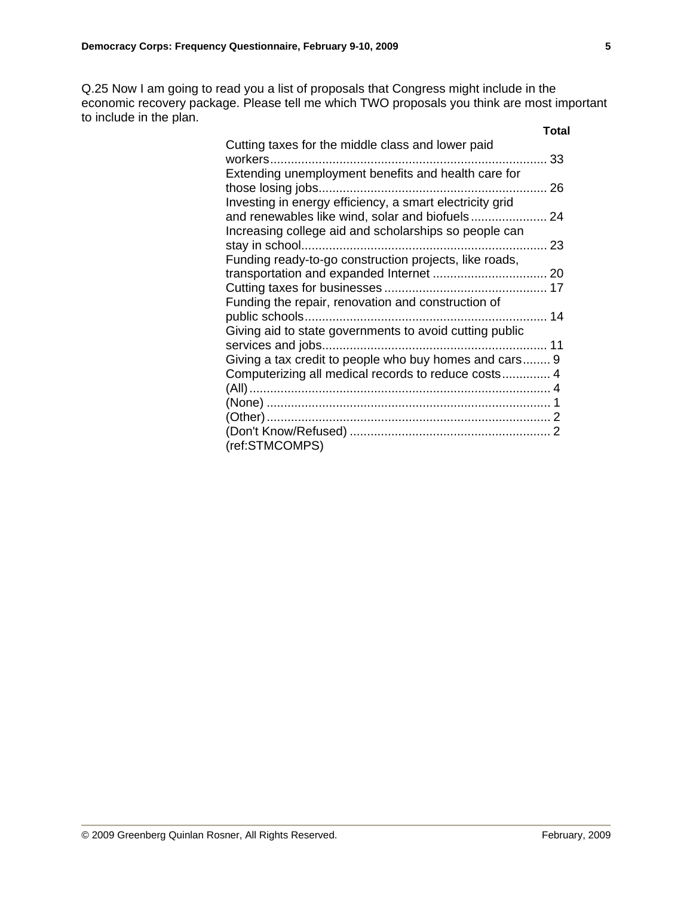Q.25 Now I am going to read you a list of proposals that Congress might include in the economic recovery package. Please tell me which TWO proposals you think are most important to include in the plan.

| | Total |
|---|---|
| Cutting taxes for the middle class and lower paid workers | 33 |
| Extending unemployment benefits and health care for those losing jobs | 26 |
| Investing in energy efficiency, a smart electricity grid and renewables like wind, solar and biofuels | 24 |
| Increasing college aid and scholarships so people can stay in school | 23 |
| Funding ready-to-go construction projects, like roads, transportation and expanded Internet | 20 |
| Cutting taxes for businesses | 17 |
| Funding the repair, renovation and construction of public schools | 14 |
| Giving aid to state governments to avoid cutting public services and jobs | 11 |
| Giving a tax credit to people who buy homes and cars | 9 |
| Computerizing all medical records to reduce costs | 4 |
| (All) | 4 |
| (None) | 1 |
| (Other) | 2 |
| (Don't Know/Refused) | 2 |

(ref:STMCOMPS)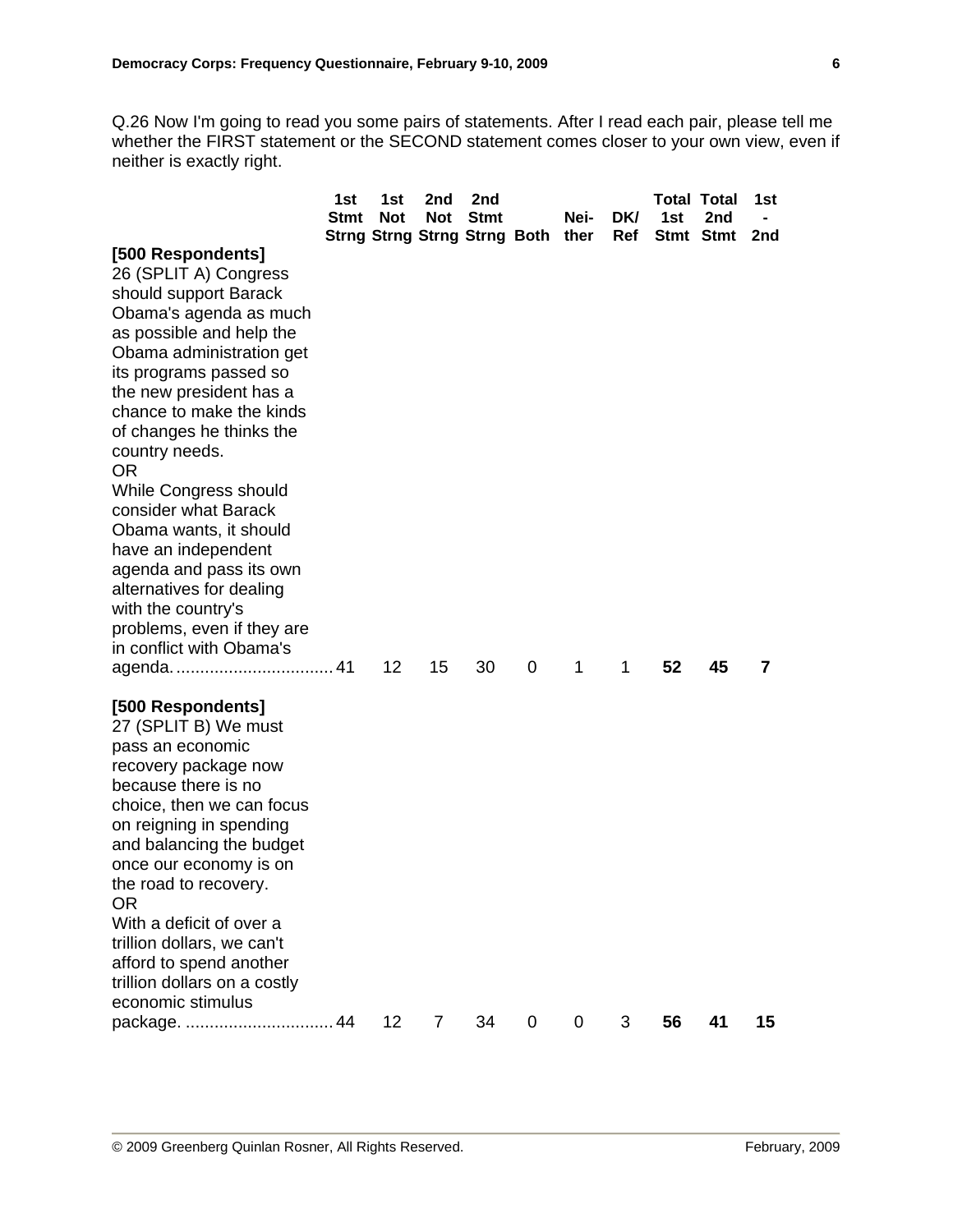Q.26 Now I'm going to read you some pairs of statements. After I read each pair, please tell me whether the FIRST statement or the SECOND statement comes closer to your own view, even if neither is exactly right.

| | 1st Stmt Strng | 1st Not Strng | 2nd Not Strng | 2nd Stmt Strng | Both | Neither | DK/ Ref | Total 1st Stmt | Total 2nd Stmt | 1st - 2nd |
|---|---|---|---|---|---|---|---|---|---|---|
| **[500 Respondents]** 26 (SPLIT A) Congress should support Barack Obama's agenda as much as possible and help the Obama administration get its programs passed so the new president has a chance to make the kinds of changes he thinks the country needs. OR While Congress should consider what Barack Obama wants, it should have an independent agenda and pass its own alternatives for dealing with the country's problems, even if they are in conflict with Obama's agenda. | 41 | 12 | 15 | 30 | 0 | 1 | 1 | **52** | **45** | **7** |
| **[500 Respondents]** 27 (SPLIT B) We must pass an economic recovery package now because there is no choice, then we can focus on reigning in spending and balancing the budget once our economy is on the road to recovery. OR With a deficit of over a trillion dollars, we can't afford to spend another trillion dollars on a costly economic stimulus package. | 44 | 12 | 7 | 34 | 0 | 0 | 3 | **56** | **41** | **15** |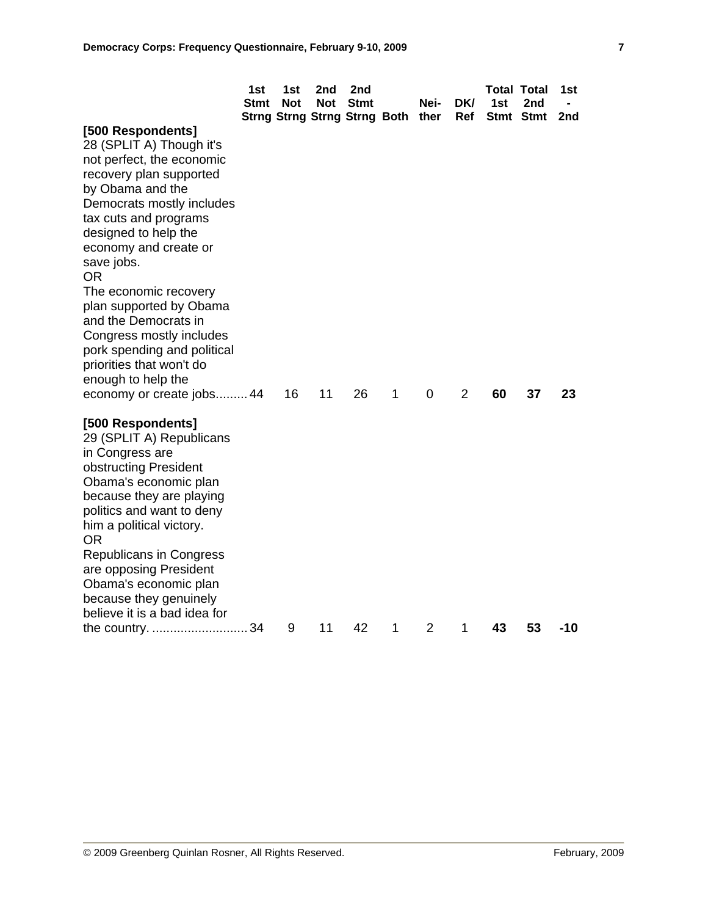| | 1st Stmt Strng | 1st Not Strng | 2nd Not Strng | 2nd Stmt Strng | Both | Neither | DK/ Ref | Total 1st Stmt | Total 2nd Stmt | 1st - 2nd |
|---|---|---|---|---|---|---|---|---|---|---|
| **[500 Respondents]** 28 (SPLIT A) Though it's not perfect, the economic recovery plan supported by Obama and the Democrats mostly includes tax cuts and programs designed to help the economy and create or save jobs. OR The economic recovery plan supported by Obama and the Democrats in Congress mostly includes pork spending and political priorities that won't do enough to help the economy or create jobs | 44 | 16 | 11 | 26 | 1 | 0 | 2 | **60** | **37** | **23** |
| **[500 Respondents]** 29 (SPLIT A) Republicans in Congress are obstructing President Obama's economic plan because they are playing politics and want to deny him a political victory. OR Republicans in Congress are opposing President Obama's economic plan because they genuinely believe it is a bad idea for the country. | 34 | 9 | 11 | 42 | 1 | 2 | 1 | **43** | **53** | **-10** |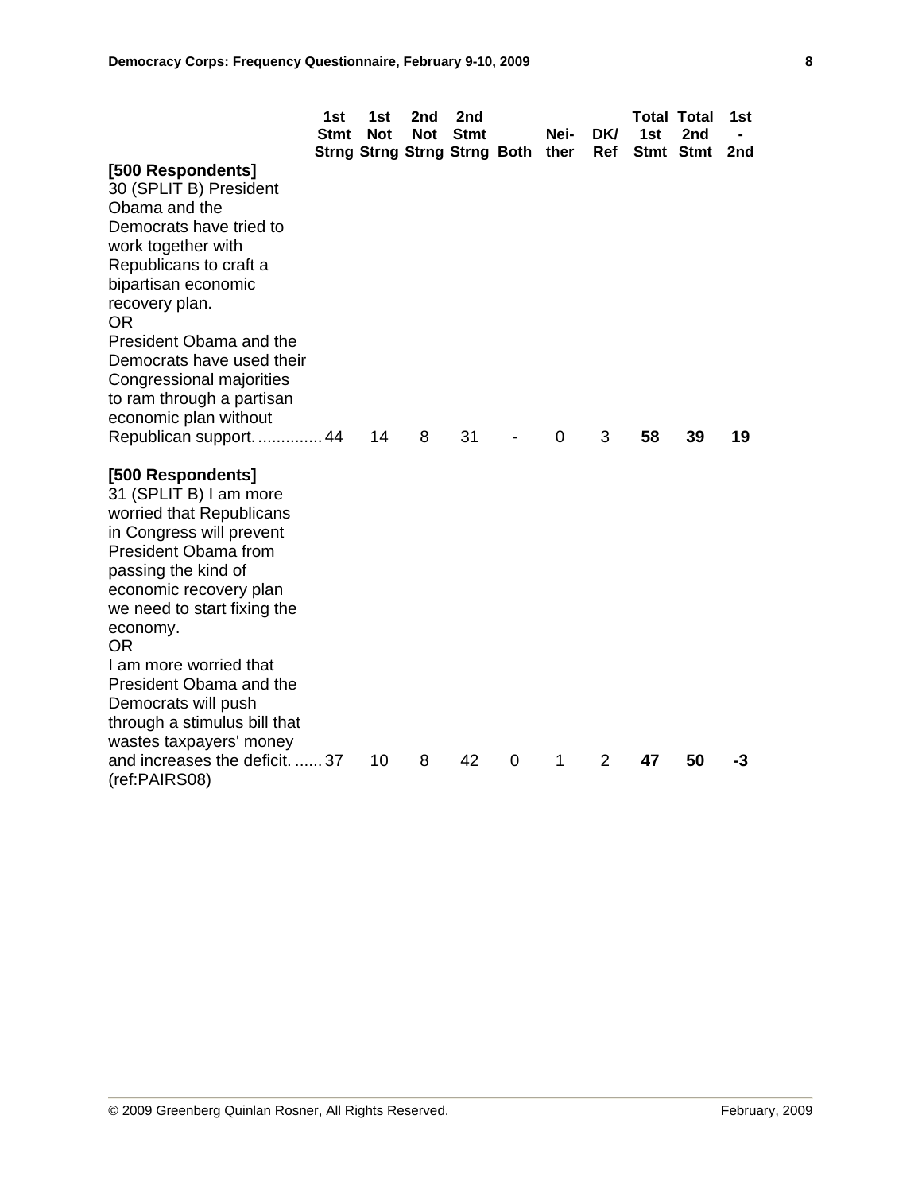| | 1st Stmt Strng | 1st Not Strng | 2nd Not Strng | 2nd Stmt Strng | Both | Nei-ther | DK/ Ref | Total 1st Stmt | Total 2nd Stmt | 1st - 2nd |
|---|---|---|---|---|---|---|---|---|---|---|
| **[500 Respondents]**<br>30 (SPLIT B) President Obama and the Democrats have tried to work together with Republicans to craft a bipartisan economic recovery plan.<br>OR<br>President Obama and the Democrats have used their Congressional majorities to ram through a partisan economic plan without Republican support. | 44 | 14 | 8 | 31 | - | 0 | 3 | **58** | **39** | **19** |
| **[500 Respondents]**<br>31 (SPLIT B) I am more worried that Republicans in Congress will prevent President Obama from passing the kind of economic recovery plan we need to start fixing the economy.<br>OR<br>I am more worried that President Obama and the Democrats will push through a stimulus bill that wastes taxpayers' money and increases the deficit.<br>(ref:PAIRS08) | 37 | 10 | 8 | 42 | 0 | 1 | 2 | **47** | **50** | **-3** |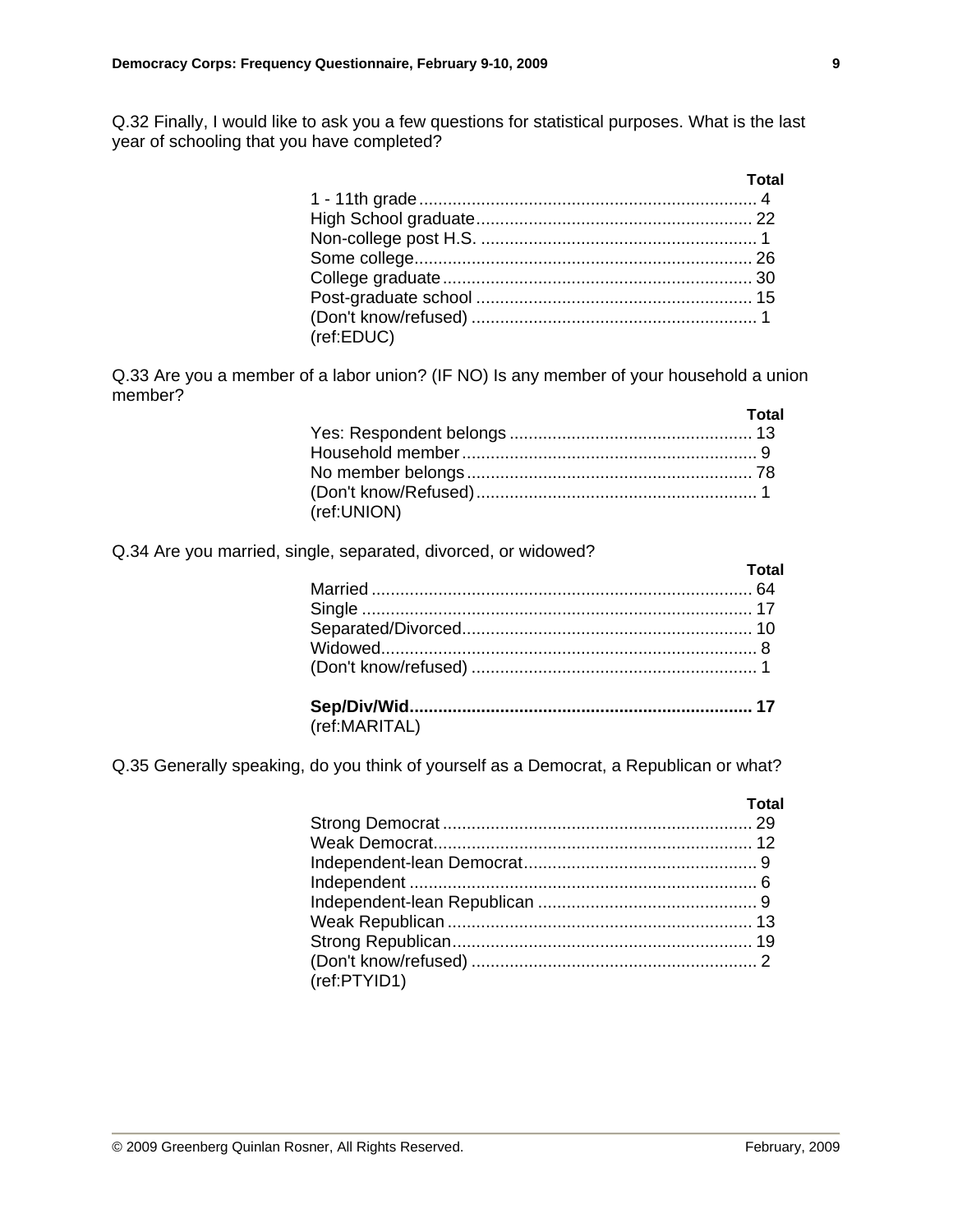Q.32 Finally, I would like to ask you a few questions for statistical purposes. What is the last year of schooling that you have completed?

| | Total |
|---|---|
| 1 - 11th grade | 4 |
| High School graduate | 22 |
| Non-college post H.S. | 1 |
| Some college | 26 |
| College graduate | 30 |
| Post-graduate school | 15 |
| (Don't know/refused) | 1 |

(ref:EDUC)

Q.33 Are you a member of a labor union? (IF NO) Is any member of your household a union member?

| | Total |
|---|---|
| Yes: Respondent belongs | 13 |
| Household member | 9 |
| No member belongs | 78 |
| (Don't know/Refused) | 1 |

(ref:UNION)

Q.34 Are you married, single, separated, divorced, or widowed?

| | Total |
|---|---|
| Married | 64 |
| Single | 17 |
| Separated/Divorced | 10 |
| Widowed | 8 |
| (Don't know/refused) | 1 |
| | |
| **Sep/Div/Wid** | **17** |

(ref:MARITAL)

Q.35 Generally speaking, do you think of yourself as a Democrat, a Republican or what?

| | Total |
|---|---|
| Strong Democrat | 29 |
| Weak Democrat | 12 |
| Independent-lean Democrat | 9 |
| Independent | 6 |
| Independent-lean Republican | 9 |
| Weak Republican | 13 |
| Strong Republican | 19 |
| (Don't know/refused) | 2 |

(ref:PTYID1)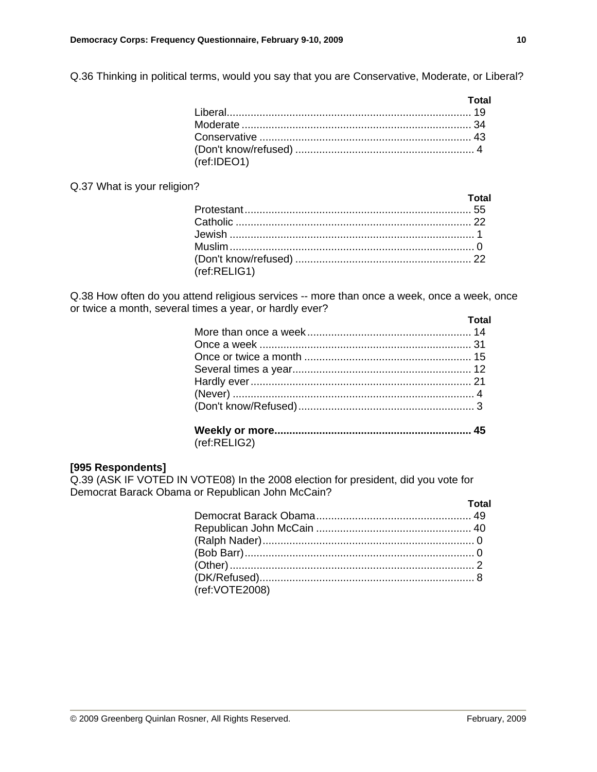Q.36 Thinking in political terms, would you say that you are Conservative, Moderate, or Liberal?

| | Total |
|---|---|
| Liberal | 19 |
| Moderate | 34 |
| Conservative | 43 |
| (Don't know/refused) | 4 |

(ref:IDEO1)

Q.37 What is your religion?

| | Total |
|---|---|
| Protestant | 55 |
| Catholic | 22 |
| Jewish | 1 |
| Muslim | 0 |
| (Don't know/refused) | 22 |

(ref:RELIG1)

Q.38 How often do you attend religious services -- more than once a week, once a week, once or twice a month, several times a year, or hardly ever?

| | Total |
|---|---|
| More than once a week | 14 |
| Once a week | 31 |
| Once or twice a month | 15 |
| Several times a year | 12 |
| Hardly ever | 21 |
| (Never) | 4 |
| (Don't know/Refused) | 3 |
| **Weekly or more** | **45** |

(ref:RELIG2)

**[995 Respondents]**

Q.39 (ASK IF VOTED IN VOTE08) In the 2008 election for president, did you vote for Democrat Barack Obama or Republican John McCain?

| | Total |
|---|---|
| Democrat Barack Obama | 49 |
| Republican John McCain | 40 |
| (Ralph Nader) | 0 |
| (Bob Barr) | 0 |
| (Other) | 2 |
| (DK/Refused) | 8 |

(ref:VOTE2008)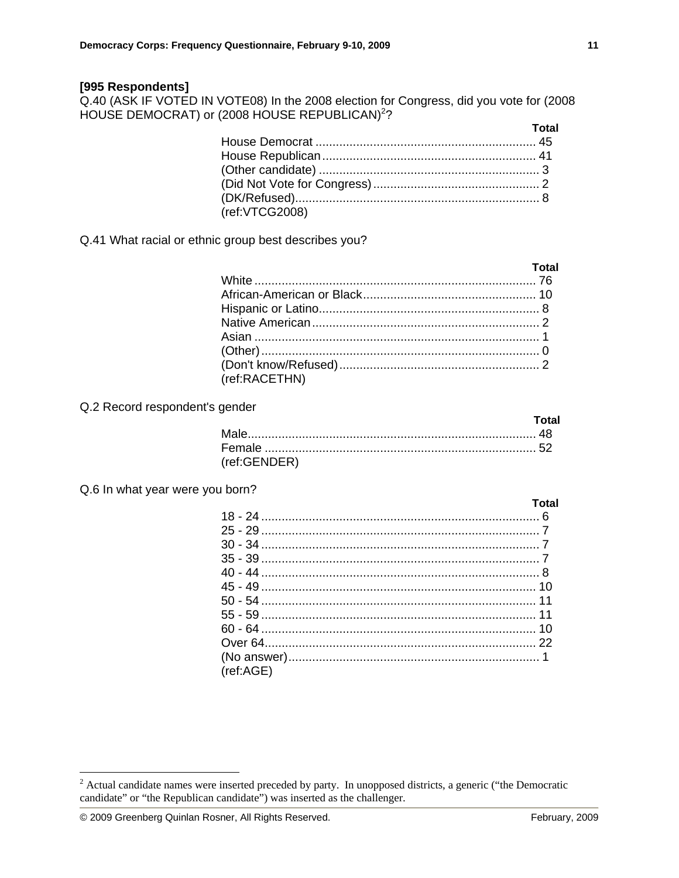**[995 Respondents]**

Q.40 (ASK IF VOTED IN VOTE08) In the 2008 election for Congress, did you vote for (2008 HOUSE DEMOCRAT) or (2008 HOUSE REPUBLICAN)[2]?

| | Total |
|---|---|
| House Democrat | 45 |
| House Republican | 41 |
| (Other candidate) | 3 |
| (Did Not Vote for Congress) | 2 |
| (DK/Refused) | 8 |

(ref:VTCG2008)

Q.41 What racial or ethnic group best describes you?

| | Total |
|---|---|
| White | 76 |
| African-American or Black | 10 |
| Hispanic or Latino | 8 |
| Native American | 2 |
| Asian | 1 |
| (Other) | 0 |
| (Don't know/Refused) | 2 |

(ref:RACETHN)

Q.2 Record respondent's gender

| | Total |
|---|---|
| Male | 48 |
| Female | 52 |

(ref:GENDER)

Q.6 In what year were you born?

| | Total |
|---|---|
| 18 - 24 | 6 |
| 25 - 29 | 7 |
| 30 - 34 | 7 |
| 35 - 39 | 7 |
| 40 - 44 | 8 |
| 45 - 49 | 10 |
| 50 - 54 | 11 |
| 55 - 59 | 11 |
| 60 - 64 | 10 |
| Over 64 | 22 |
| (No answer) | 1 |

(ref:AGE)

[2] Actual candidate names were inserted preceded by party. In unopposed districts, a generic ("the Democratic candidate" or "the Republican candidate") was inserted as the challenger.